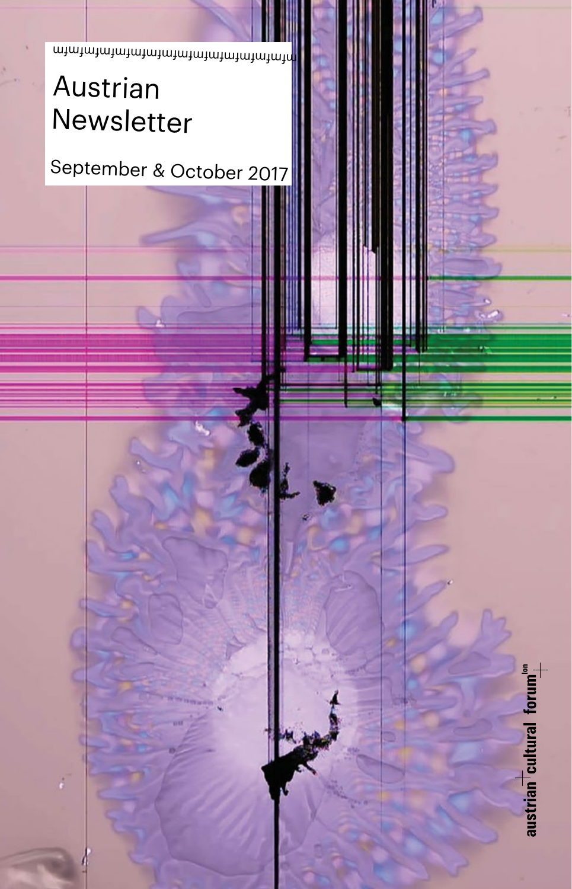# Austrian Newsletter

September & October 2017

austrian cultural forum lon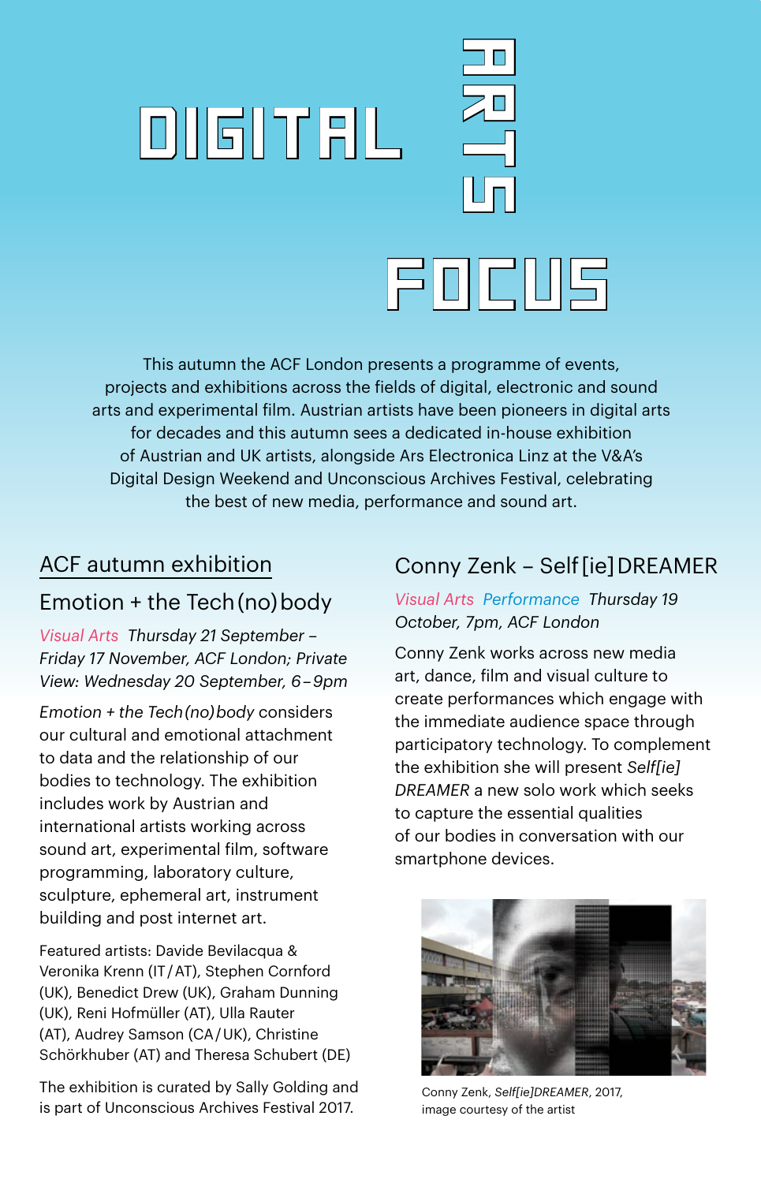# DIGITAL ARTS FOCUS

This autumn the ACF London presents a programme of events, projects and exhibitions across the fields of digital, electronic and sound arts and experimental film. Austrian artists have been pioneers in digital arts for decades and this autumn sees a dedicated in-house exhibition of Austrian and UK artists, alongside Ars Electronica Linz at the V&A's Digital Design Weekend and Unconscious Archives Festival, celebrating the best of new media, performance and sound art.

## ACF autumn exhibition

### Emotion + the Tech(no)body

*Visual Arts* *Thursday 21 September – Friday 17 November, ACF London; Private View: Wednesday 20 September, 6–9pm*

*Emotion + the Tech(no)body* considers our cultural and emotional attachment to data and the relationship of our bodies to technology. The exhibition includes work by Austrian and international artists working across sound art, experimental film, software programming, laboratory culture, sculpture, ephemeral art, instrument building and post internet art.

Featured artists: Davide Bevilacqua & Veronika Krenn (IT/AT), Stephen Cornford (UK), Benedict Drew (UK), Graham Dunning (UK), Reni Hofmüller (AT), Ulla Rauter (AT), Audrey Samson (CA/UK), Christine Schörkhuber (AT) and Theresa Schubert (DE)

The exhibition is curated by Sally Golding and is part of Unconscious Archives Festival 2017.

## Conny Zenk – Self[ie]DREAMER

*Visual Arts* *Performance* *Thursday 19 October, 7pm, ACF London*

Conny Zenk works across new media art, dance, film and visual culture to create performances which engage with the immediate audience space through participatory technology. To complement the exhibition she will present *Self[ie] DREAMER* a new solo work which seeks to capture the essential qualities of our bodies in conversation with our smartphone devices.

Conny Zenk, *Self[ie]DREAMER*, 2017, image courtesy of the artist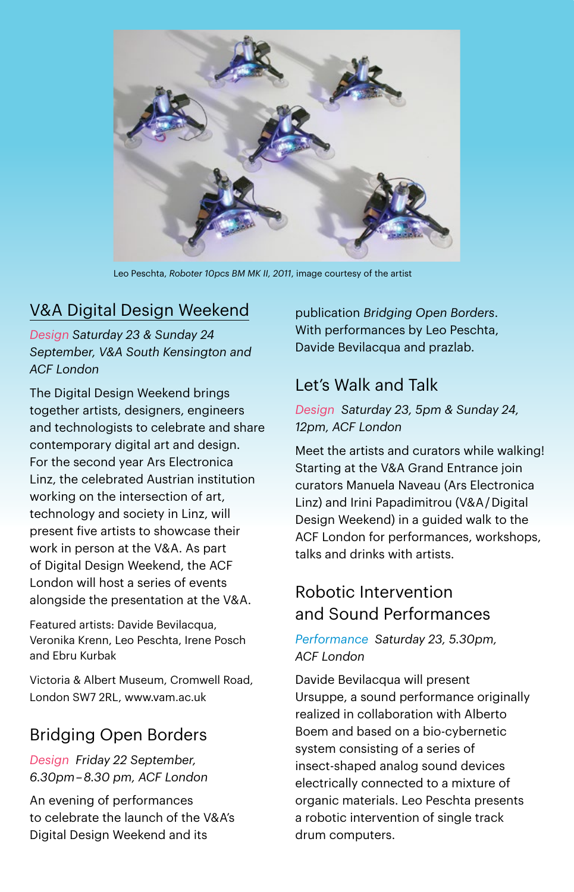Leo Peschta, *Roboter 10pcs BM MK II, 2011*, image courtesy of the artist

## V&A Digital Design Weekend

*Design Saturday 23 & Sunday 24 September, V&A South Kensington and ACF London*

The Digital Design Weekend brings together artists, designers, engineers and technologists to celebrate and share contemporary digital art and design. For the second year Ars Electronica Linz, the celebrated Austrian institution working on the intersection of art, technology and society in Linz, will present five artists to showcase their work in person at the V&A. As part of Digital Design Weekend, the ACF London will host a series of events alongside the presentation at the V&A.

Featured artists: Davide Bevilacqua, Veronika Krenn, Leo Peschta, Irene Posch and Ebru Kurbak

Victoria & Albert Museum, Cromwell Road, London SW7 2RL, www.vam.ac.uk

## Bridging Open Borders

*Design Friday 22 September, 6.30pm – 8.30 pm, ACF London*

An evening of performances to celebrate the launch of the V&A's Digital Design Weekend and its publication *Bridging Open Borders*. With performances by Leo Peschta, Davide Bevilacqua and prazlab.

## Let's Walk and Talk

*Design Saturday 23, 5pm & Sunday 24, 12pm, ACF London*

Meet the artists and curators while walking! Starting at the V&A Grand Entrance join curators Manuela Naveau (Ars Electronica Linz) and Irini Papadimitrou (V&A / Digital Design Weekend) in a guided walk to the ACF London for performances, workshops, talks and drinks with artists.

## Robotic Intervention and Sound Performances

*Performance Saturday 23, 5.30pm, ACF London*

Davide Bevilacqua will present Ursuppe, a sound performance originally realized in collaboration with Alberto Boem and based on a bio-cybernetic system consisting of a series of insect-shaped analog sound devices electrically connected to a mixture of organic materials. Leo Peschta presents a robotic intervention of single track drum computers.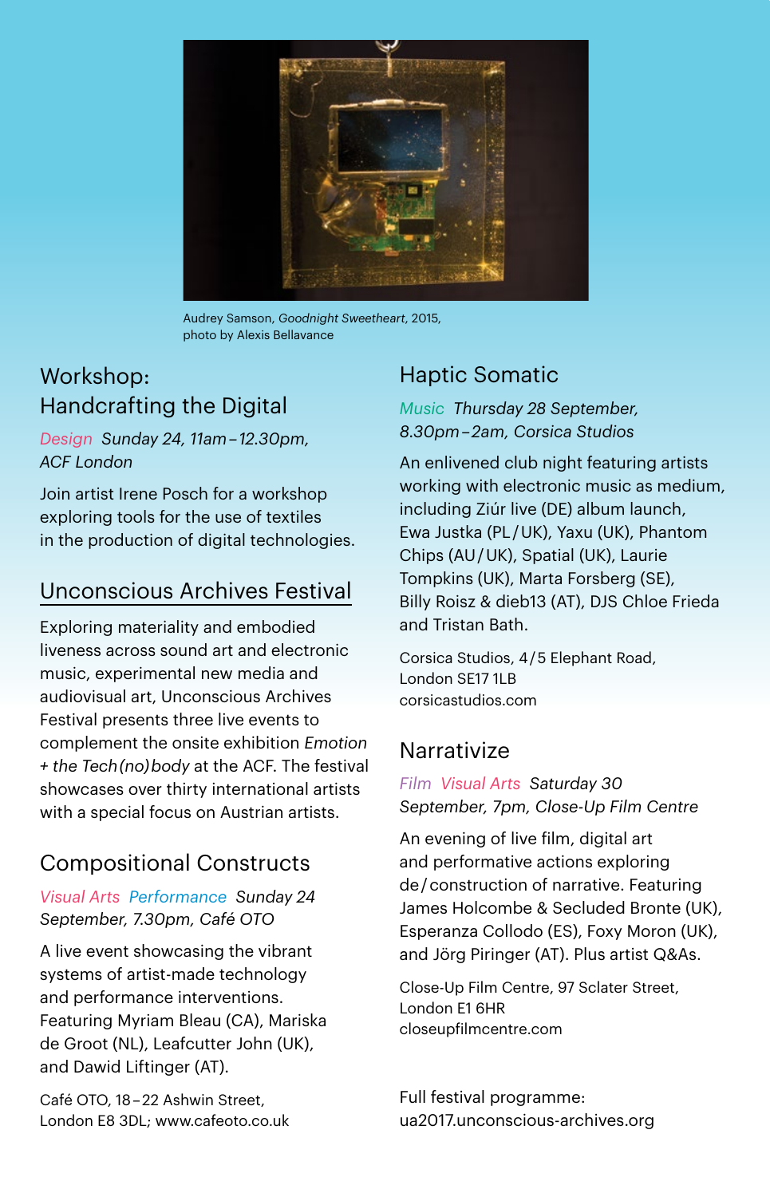Audrey Samson, *Goodnight Sweetheart*, 2015, photo by Alexis Bellavance

## Workshop: Handcrafting the Digital

*Design Sunday 24, 11am – 12.30pm, ACF London*

Join artist Irene Posch for a workshop exploring tools for the use of textiles in the production of digital technologies.

## Unconscious Archives Festival

Exploring materiality and embodied liveness across sound art and electronic music, experimental new media and audiovisual art, Unconscious Archives Festival presents three live events to complement the onsite exhibition *Emotion + the Tech(no)body* at the ACF. The festival showcases over thirty international artists with a special focus on Austrian artists.

## Compositional Constructs

*Visual Arts Performance Sunday 24 September, 7.30pm, Café OTO*

A live event showcasing the vibrant systems of artist-made technology and performance interventions. Featuring Myriam Bleau (CA), Mariska de Groot (NL), Leafcutter John (UK), and Dawid Liftinger (AT).

Café OTO, 18 – 22 Ashwin Street, London E8 3DL; www.cafeoto.co.uk

## Haptic Somatic

*Music Thursday 28 September, 8.30pm – 2am, Corsica Studios*

An enlivened club night featuring artists working with electronic music as medium, including Ziúr live (DE) album launch, Ewa Justka (PL / UK), Yaxu (UK), Phantom Chips (AU / UK), Spatial (UK), Laurie Tompkins (UK), Marta Forsberg (SE), Billy Roisz & dieb13 (AT), DJS Chloe Frieda and Tristan Bath.

Corsica Studios, 4 / 5 Elephant Road, London SE17 1LB
corsicastudios.com

## Narrativize

*Film Visual Arts Saturday 30 September, 7pm, Close-Up Film Centre*

An evening of live film, digital art and performative actions exploring de / construction of narrative. Featuring James Holcombe & Secluded Bronte (UK), Esperanza Collodo (ES), Foxy Moron (UK), and Jörg Piringer (AT). Plus artist Q&As.

Close-Up Film Centre, 97 Sclater Street, London E1 6HR
closeupfilmcentre.com

Full festival programme:
ua2017.unconscious-archives.org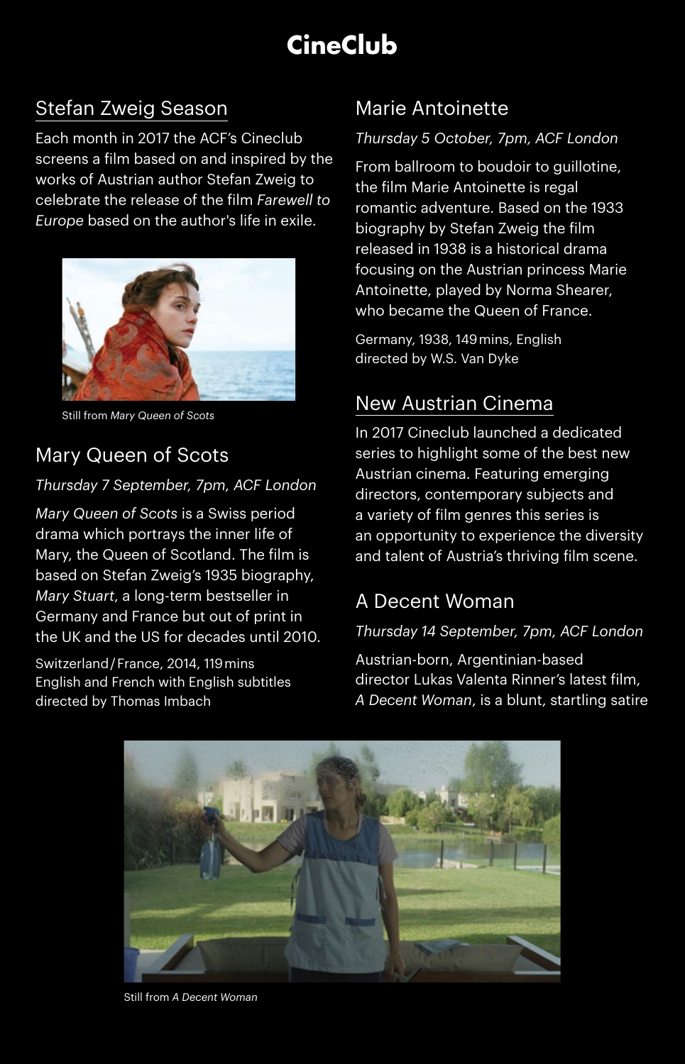# CineClub

## Stefan Zweig Season

Each month in 2017 the ACF's Cineclub screens a film based on and inspired by the works of Austrian author Stefan Zweig to celebrate the release of the film *Farewell to Europe* based on the author's life in exile.

Still from *Mary Queen of Scots*

### Mary Queen of Scots

*Thursday 7 September, 7pm, ACF London*

*Mary Queen of Scots* is a Swiss period drama which portrays the inner life of Mary, the Queen of Scotland. The film is based on Stefan Zweig's 1935 biography, *Mary Stuart*, a long-term bestseller in Germany and France but out of print in the UK and the US for decades until 2010.

Switzerland/France, 2014, 119 mins
English and French with English subtitles
directed by Thomas Imbach

### Marie Antoinette

*Thursday 5 October, 7pm, ACF London*

From ballroom to boudoir to guillotine, the film Marie Antoinette is regal romantic adventure. Based on the 1933 biography by Stefan Zweig the film released in 1938 is a historical drama focusing on the Austrian princess Marie Antoinette, played by Norma Shearer, who became the Queen of France.

Germany, 1938, 149 mins, English
directed by W.S. Van Dyke

## New Austrian Cinema

In 2017 Cineclub launched a dedicated series to highlight some of the best new Austrian cinema. Featuring emerging directors, contemporary subjects and a variety of film genres this series is an opportunity to experience the diversity and talent of Austria's thriving film scene.

### A Decent Woman

*Thursday 14 September, 7pm, ACF London*

Austrian-born, Argentinian-based director Lukas Valenta Rinner's latest film, *A Decent Woman*, is a blunt, startling satire

Still from *A Decent Woman*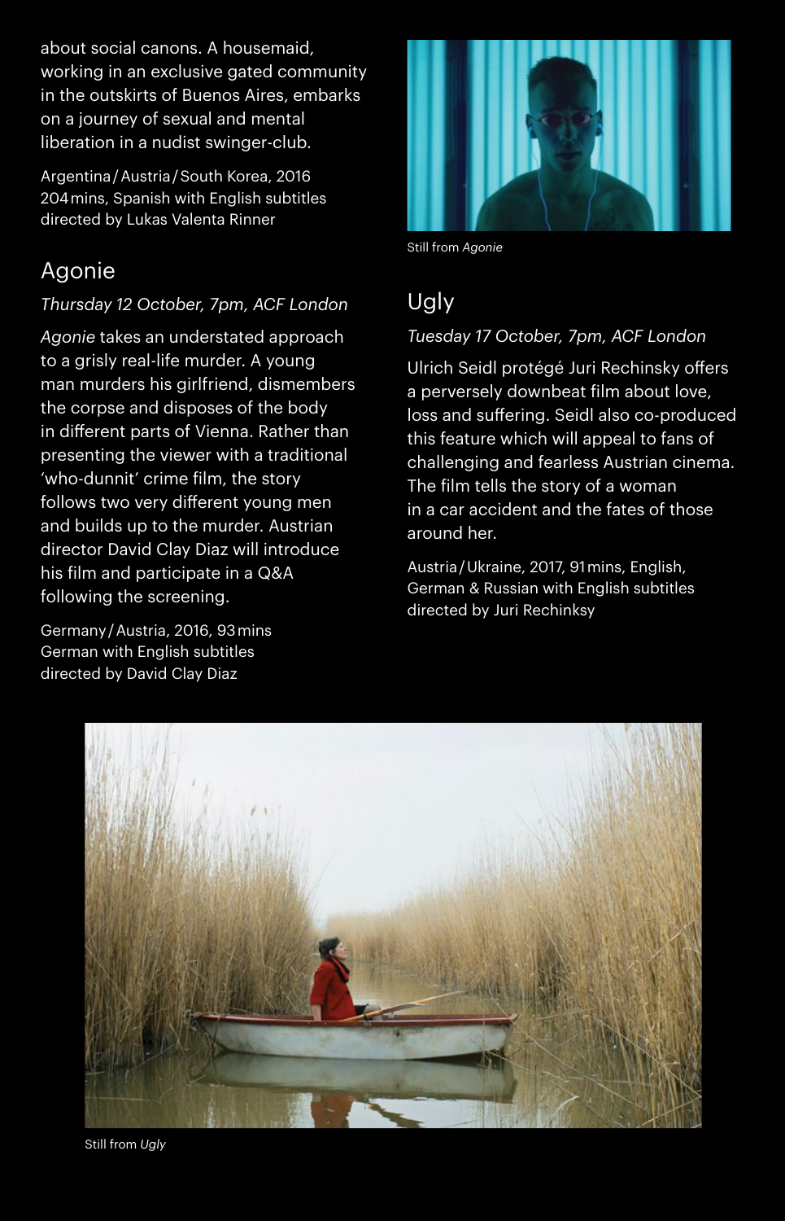about social canons. A housemaid, working in an exclusive gated community in the outskirts of Buenos Aires, embarks on a journey of sexual and mental liberation in a nudist swinger-club.

Argentina / Austria / South Korea, 2016
204 mins, Spanish with English subtitles
directed by Lukas Valenta Rinner

## Agonie

*Thursday 12 October, 7pm, ACF London*

*Agonie* takes an understated approach to a grisly real-life murder. A young man murders his girlfriend, dismembers the corpse and disposes of the body in different parts of Vienna. Rather than presenting the viewer with a traditional 'who-dunnit' crime film, the story follows two very different young men and builds up to the murder. Austrian director David Clay Diaz will introduce his film and participate in a Q&A following the screening.

Germany / Austria, 2016, 93 mins
German with English subtitles
directed by David Clay Diaz

Still from *Agonie*

## Ugly

*Tuesday 17 October, 7pm, ACF London*

Ulrich Seidl protégé Juri Rechinsky offers a perversely downbeat film about love, loss and suffering. Seidl also co-produced this feature which will appeal to fans of challenging and fearless Austrian cinema. The film tells the story of a woman in a car accident and the fates of those around her.

Austria / Ukraine, 2017, 91 mins, English, German & Russian with English subtitles
directed by Juri Rechinksy

Still from *Ugly*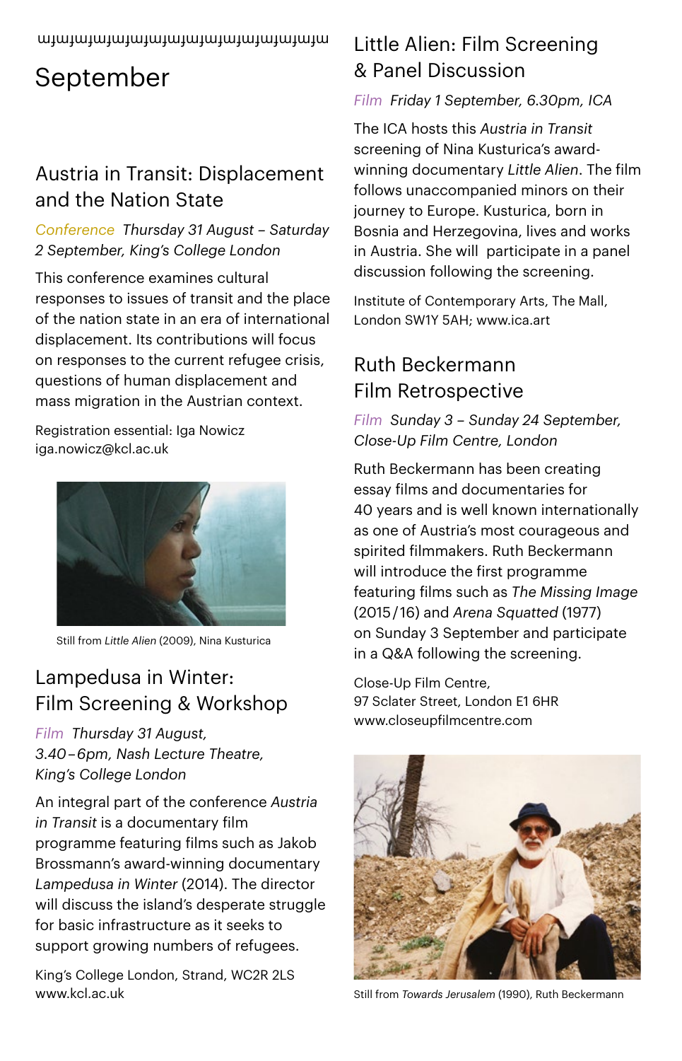# September

## Austria in Transit: Displacement and the Nation State

*Conference Thursday 31 August – Saturday 2 September, King's College London*

This conference examines cultural responses to issues of transit and the place of the nation state in an era of international displacement. Its contributions will focus on responses to the current refugee crisis, questions of human displacement and mass migration in the Austrian context.

Registration essential: Iga Nowicz
iga.nowicz@kcl.ac.uk

Still from *Little Alien* (2009), Nina Kusturica

## Lampedusa in Winter: Film Screening & Workshop

*Film Thursday 31 August, 3.40–6pm, Nash Lecture Theatre, King's College London*

An integral part of the conference *Austria in Transit* is a documentary film programme featuring films such as Jakob Brossmann's award-winning documentary *Lampedusa in Winter* (2014). The director will discuss the island's desperate struggle for basic infrastructure as it seeks to support growing numbers of refugees.

King's College London, Strand, WC2R 2LS
www.kcl.ac.uk

## Little Alien: Film Screening & Panel Discussion

*Film Friday 1 September, 6.30pm, ICA*

The ICA hosts this *Austria in Transit* screening of Nina Kusturica's award-winning documentary *Little Alien*. The film follows unaccompanied minors on their journey to Europe. Kusturica, born in Bosnia and Herzegovina, lives and works in Austria. She will participate in a panel discussion following the screening.

Institute of Contemporary Arts, The Mall, London SW1Y 5AH; www.ica.art

## Ruth Beckermann Film Retrospective

*Film Sunday 3 – Sunday 24 September, Close-Up Film Centre, London*

Ruth Beckermann has been creating essay films and documentaries for 40 years and is well known internationally as one of Austria's most courageous and spirited filmmakers. Ruth Beckermann will introduce the first programme featuring films such as *The Missing Image* (2015/16) and *Arena Squatted* (1977) on Sunday 3 September and participate in a Q&A following the screening.

Close-Up Film Centre,
97 Sclater Street, London E1 6HR
www.closeupfilmcentre.com

Still from *Towards Jerusalem* (1990), Ruth Beckermann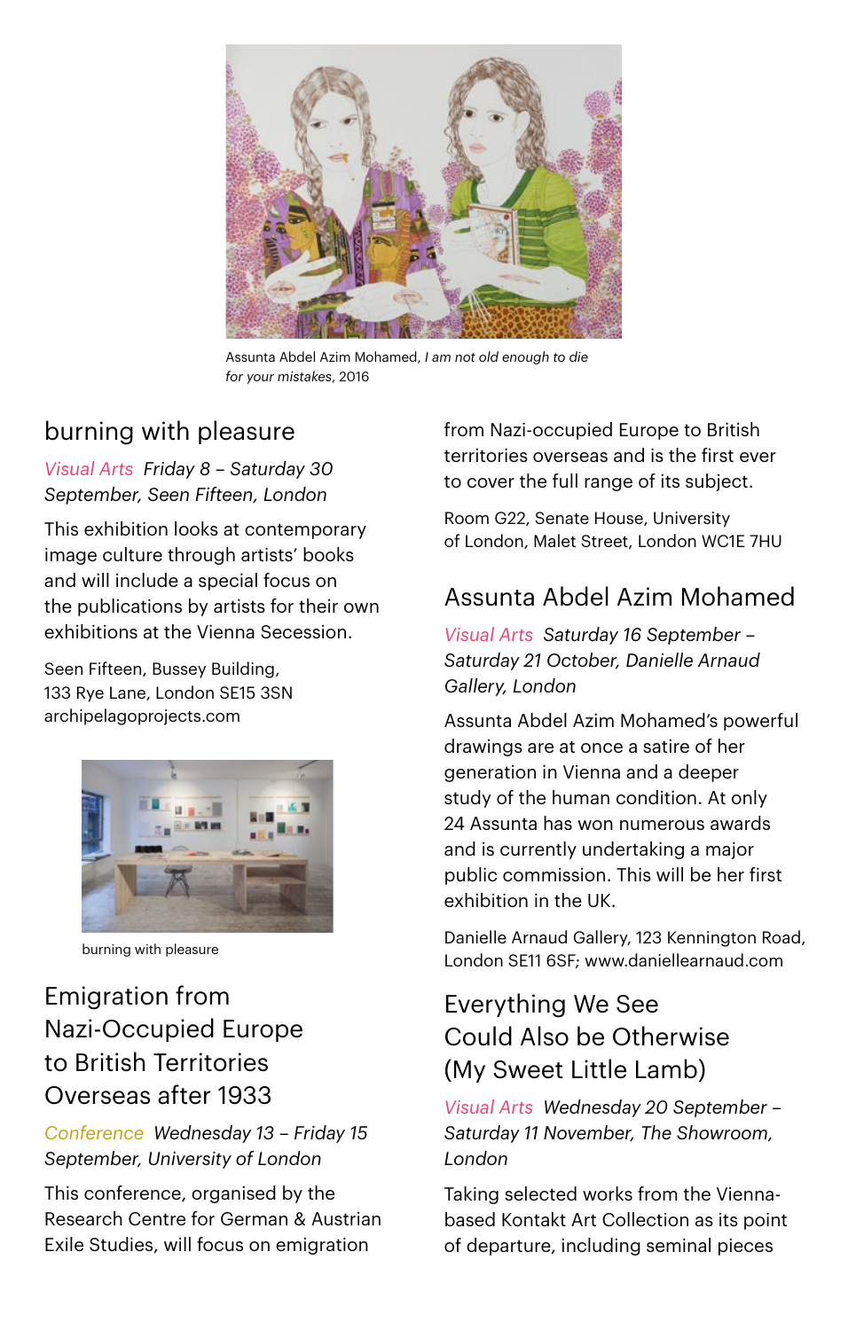Assunta Abdel Azim Mohamed, *I am not old enough to die for your mistakes*, 2016

## burning with pleasure

*Visual Arts  Friday 8 – Saturday 30 September, Seen Fifteen, London*

This exhibition looks at contemporary image culture through artists' books and will include a special focus on the publications by artists for their own exhibitions at the Vienna Secession.

Seen Fifteen, Bussey Building,
133 Rye Lane, London SE15 3SN
archipelagoprojects.com

burning with pleasure

## Emigration from Nazi-Occupied Europe to British Territories Overseas after 1933

*Conference  Wednesday 13 – Friday 15 September, University of London*

This conference, organised by the Research Centre for German & Austrian Exile Studies, will focus on emigration from Nazi-occupied Europe to British territories overseas and is the first ever to cover the full range of its subject.

Room G22, Senate House, University of London, Malet Street, London WC1E 7HU

## Assunta Abdel Azim Mohamed

*Visual Arts  Saturday 16 September – Saturday 21 October, Danielle Arnaud Gallery, London*

Assunta Abdel Azim Mohamed's powerful drawings are at once a satire of her generation in Vienna and a deeper study of the human condition. At only 24 Assunta has won numerous awards and is currently undertaking a major public commission. This will be her first exhibition in the UK.

Danielle Arnaud Gallery, 123 Kennington Road, London SE11 6SF; www.daniellearnaud.com

## Everything We See Could Also be Otherwise (My Sweet Little Lamb)

*Visual Arts  Wednesday 20 September – Saturday 11 November, The Showroom, London*

Taking selected works from the Vienna-based Kontakt Art Collection as its point of departure, including seminal pieces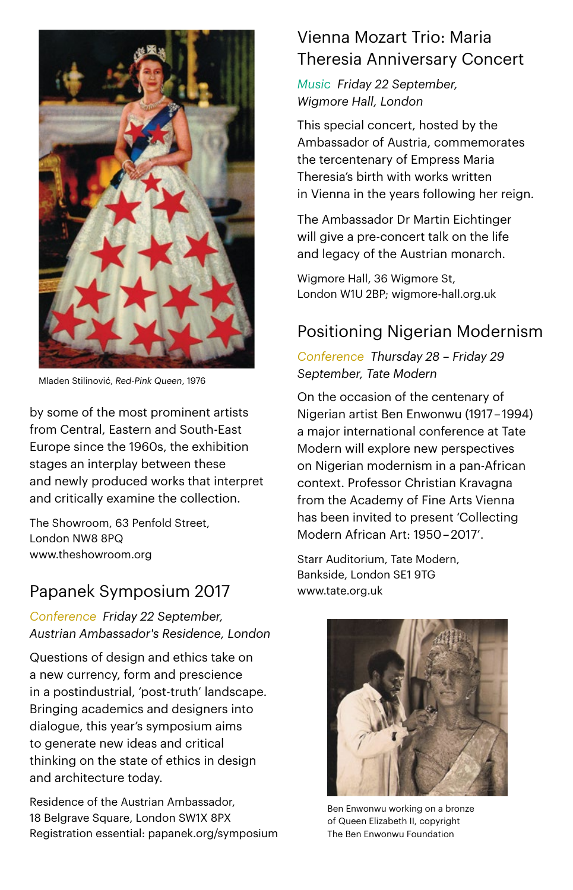Mladen Stilinović, *Red-Pink Queen*, 1976

by some of the most prominent artists from Central, Eastern and South-East Europe since the 1960s, the exhibition stages an interplay between these and newly produced works that interpret and critically examine the collection.

The Showroom, 63 Penfold Street,
London NW8 8PQ
www.theshowroom.org

## Papanek Symposium 2017

*Conference Friday 22 September, Austrian Ambassador's Residence, London*

Questions of design and ethics take on a new currency, form and prescience in a postindustrial, 'post-truth' landscape. Bringing academics and designers into dialogue, this year's symposium aims to generate new ideas and critical thinking on the state of ethics in design and architecture today.

Residence of the Austrian Ambassador,
18 Belgrave Square, London SW1X 8PX
Registration essential: papanek.org/symposium

## Vienna Mozart Trio: Maria Theresia Anniversary Concert

*Music Friday 22 September, Wigmore Hall, London*

This special concert, hosted by the Ambassador of Austria, commemorates the tercentenary of Empress Maria Theresia's birth with works written in Vienna in the years following her reign.

The Ambassador Dr Martin Eichtinger will give a pre-concert talk on the life and legacy of the Austrian monarch.

Wigmore Hall, 36 Wigmore St,
London W1U 2BP; wigmore-hall.org.uk

## Positioning Nigerian Modernism

*Conference Thursday 28 – Friday 29 September, Tate Modern*

On the occasion of the centenary of Nigerian artist Ben Enwonwu (1917–1994) a major international conference at Tate Modern will explore new perspectives on Nigerian modernism in a pan-African context. Professor Christian Kravagna from the Academy of Fine Arts Vienna has been invited to present 'Collecting Modern African Art: 1950–2017'.

Starr Auditorium, Tate Modern,
Bankside, London SE1 9TG
www.tate.org.uk

Ben Enwonwu working on a bronze of Queen Elizabeth II, copyright The Ben Enwonwu Foundation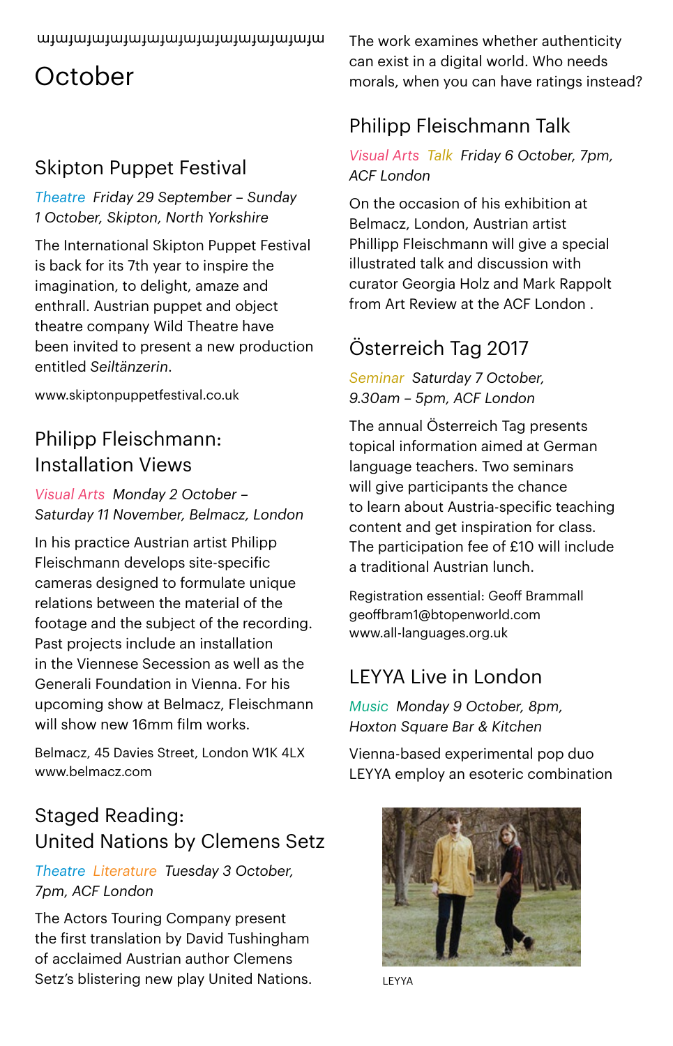# October

## Skipton Puppet Festival

*Theatre Friday 29 September – Sunday 1 October, Skipton, North Yorkshire*

The International Skipton Puppet Festival is back for its 7th year to inspire the imagination, to delight, amaze and enthrall. Austrian puppet and object theatre company Wild Theatre have been invited to present a new production entitled *Seiltänzerin*.

www.skiptonpuppetfestival.co.uk

## Philipp Fleischmann: Installation Views

*Visual Arts Monday 2 October – Saturday 11 November, Belmacz, London*

In his practice Austrian artist Philipp Fleischmann develops site-specific cameras designed to formulate unique relations between the material of the footage and the subject of the recording. Past projects include an installation in the Viennese Secession as well as the Generali Foundation in Vienna. For his upcoming show at Belmacz, Fleischmann will show new 16mm film works.

Belmacz, 45 Davies Street, London W1K 4LX
www.belmacz.com

## Staged Reading: United Nations by Clemens Setz

*Theatre Literature Tuesday 3 October, 7pm, ACF London*

The Actors Touring Company present the first translation by David Tushingham of acclaimed Austrian author Clemens Setz's blistering new play United Nations. The work examines whether authenticity can exist in a digital world. Who needs morals, when you can have ratings instead?

## Philipp Fleischmann Talk

*Visual Arts Talk Friday 6 October, 7pm, ACF London*

On the occasion of his exhibition at Belmacz, London, Austrian artist Phillipp Fleischmann will give a special illustrated talk and discussion with curator Georgia Holz and Mark Rappolt from Art Review at the ACF London .

## Österreich Tag 2017

*Seminar Saturday 7 October, 9.30am – 5pm, ACF London*

The annual Österreich Tag presents topical information aimed at German language teachers. Two seminars will give participants the chance to learn about Austria-specific teaching content and get inspiration for class. The participation fee of £10 will include a traditional Austrian lunch.

Registration essential: Geoff Brammall
geoffbram1@btopenworld.com
www.all-languages.org.uk

## LEYYA Live in London

*Music Monday 9 October, 8pm, Hoxton Square Bar & Kitchen*

Vienna-based experimental pop duo LEYYA employ an esoteric combination

LEYYA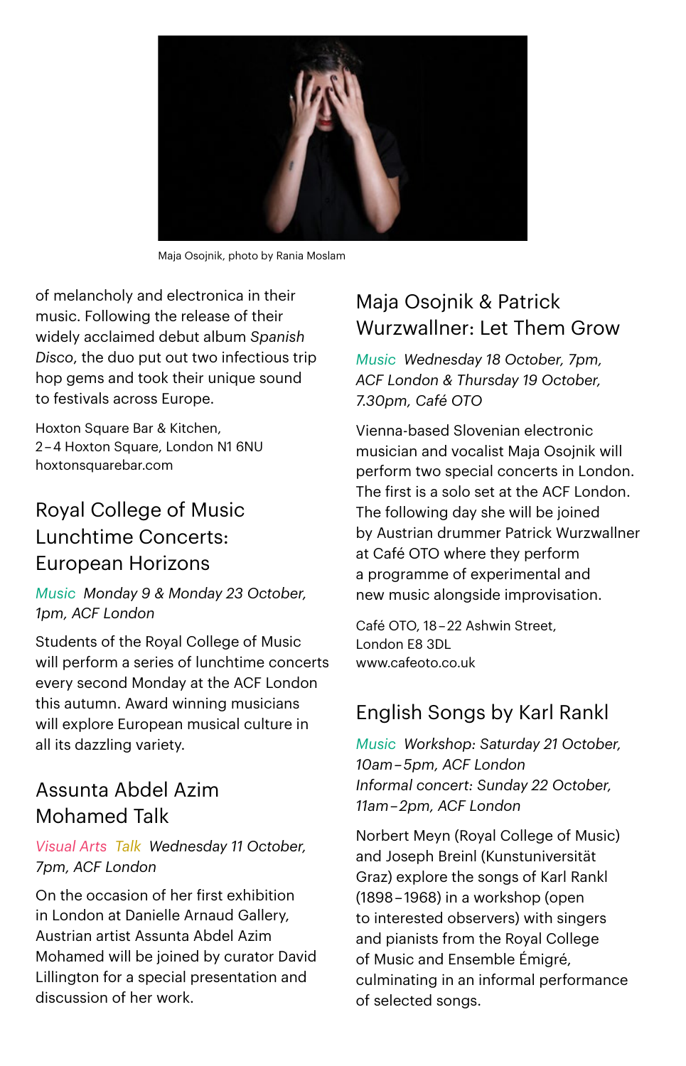Maja Osojnik, photo by Rania Moslam

of melancholy and electronica in their music. Following the release of their widely acclaimed debut album *Spanish Disco*, the duo put out two infectious trip hop gems and took their unique sound to festivals across Europe.

Hoxton Square Bar & Kitchen,
2–4 Hoxton Square, London N1 6NU
hoxtonsquarebar.com

## Royal College of Music Lunchtime Concerts: European Horizons

*Music Monday 9 & Monday 23 October, 1pm, ACF London*

Students of the Royal College of Music will perform a series of lunchtime concerts every second Monday at the ACF London this autumn. Award winning musicians will explore European musical culture in all its dazzling variety.

## Assunta Abdel Azim Mohamed Talk

*Visual Arts Talk Wednesday 11 October, 7pm, ACF London*

On the occasion of her first exhibition in London at Danielle Arnaud Gallery, Austrian artist Assunta Abdel Azim Mohamed will be joined by curator David Lillington for a special presentation and discussion of her work.

## Maja Osojnik & Patrick Wurzwallner: Let Them Grow

*Music Wednesday 18 October, 7pm, ACF London & Thursday 19 October, 7.30pm, Café OTO*

Vienna-based Slovenian electronic musician and vocalist Maja Osojnik will perform two special concerts in London. The first is a solo set at the ACF London. The following day she will be joined by Austrian drummer Patrick Wurzwallner at Café OTO where they perform a programme of experimental and new music alongside improvisation.

Café OTO, 18–22 Ashwin Street,
London E8 3DL
www.cafeoto.co.uk

## English Songs by Karl Rankl

*Music Workshop: Saturday 21 October, 10am–5pm, ACF London*
*Informal concert: Sunday 22 October, 11am–2pm, ACF London*

Norbert Meyn (Royal College of Music) and Joseph Breinl (Kunstuniversität Graz) explore the songs of Karl Rankl (1898–1968) in a workshop (open to interested observers) with singers and pianists from the Royal College of Music and Ensemble Émigré, culminating in an informal performance of selected songs.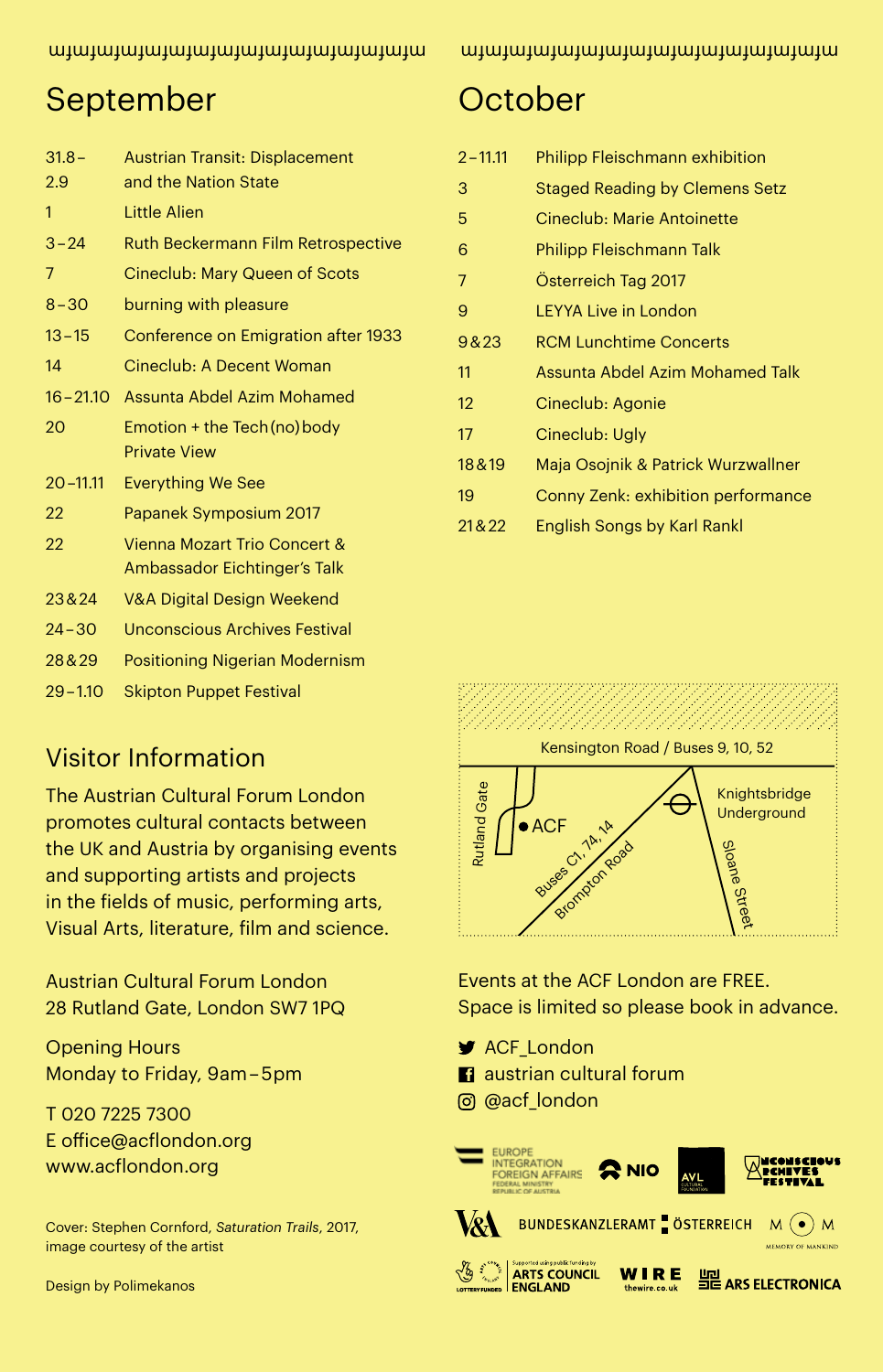## September

| | |
|---|---|
| 31.8–2.9 | Austrian Transit: Displacement and the Nation State |
| 1 | Little Alien |
| 3–24 | Ruth Beckermann Film Retrospective |
| 7 | Cineclub: Mary Queen of Scots |
| 8–30 | burning with pleasure |
| 13–15 | Conference on Emigration after 1933 |
| 14 | Cineclub: A Decent Woman |
| 16–21.10 | Assunta Abdel Azim Mohamed |
| 20 | Emotion + the Tech(no)body Private View |
| 20–11.11 | Everything We See |
| 22 | Papanek Symposium 2017 |
| 22 | Vienna Mozart Trio Concert & Ambassador Eichtinger's Talk |
| 23&24 | V&A Digital Design Weekend |
| 24–30 | Unconscious Archives Festival |
| 28&29 | Positioning Nigerian Modernism |
| 29–1.10 | Skipton Puppet Festival |

## October

| | |
|---|---|
| 2–11.11 | Philipp Fleischmann exhibition |
| 3 | Staged Reading by Clemens Setz |
| 5 | Cineclub: Marie Antoinette |
| 6 | Philipp Fleischmann Talk |
| 7 | Österreich Tag 2017 |
| 9 | LEYYA Live in London |
| 9&23 | RCM Lunchtime Concerts |
| 11 | Assunta Abdel Azim Mohamed Talk |
| 12 | Cineclub: Agonie |
| 17 | Cineclub: Ugly |
| 18&19 | Maja Osojnik & Patrick Wurzwallner |
| 19 | Conny Zenk: exhibition performance |
| 21&22 | English Songs by Karl Rankl |

## Visitor Information

The Austrian Cultural Forum London promotes cultural contacts between the UK and Austria by organising events and supporting artists and projects in the fields of music, performing arts, Visual Arts, literature, film and science.

Austrian Cultural Forum London
28 Rutland Gate, London SW7 1PQ

Opening Hours
Monday to Friday, 9am–5pm

T 020 7225 7300
E office@acflondon.org
www.acflondon.org

Kensington Road / Buses 9, 10, 52
Rutland Gate
ACF
Buses C1, 74, 14
Brompton Road
Knightsbridge Underground
Sloane Street

Events at the ACF London are FREE.
Space is limited so please book in advance.

ACF_London
austrian cultural forum
@acf_london

Cover: Stephen Cornford, *Saturation Trails*, 2017, image courtesy of the artist

Design by Polimekanos